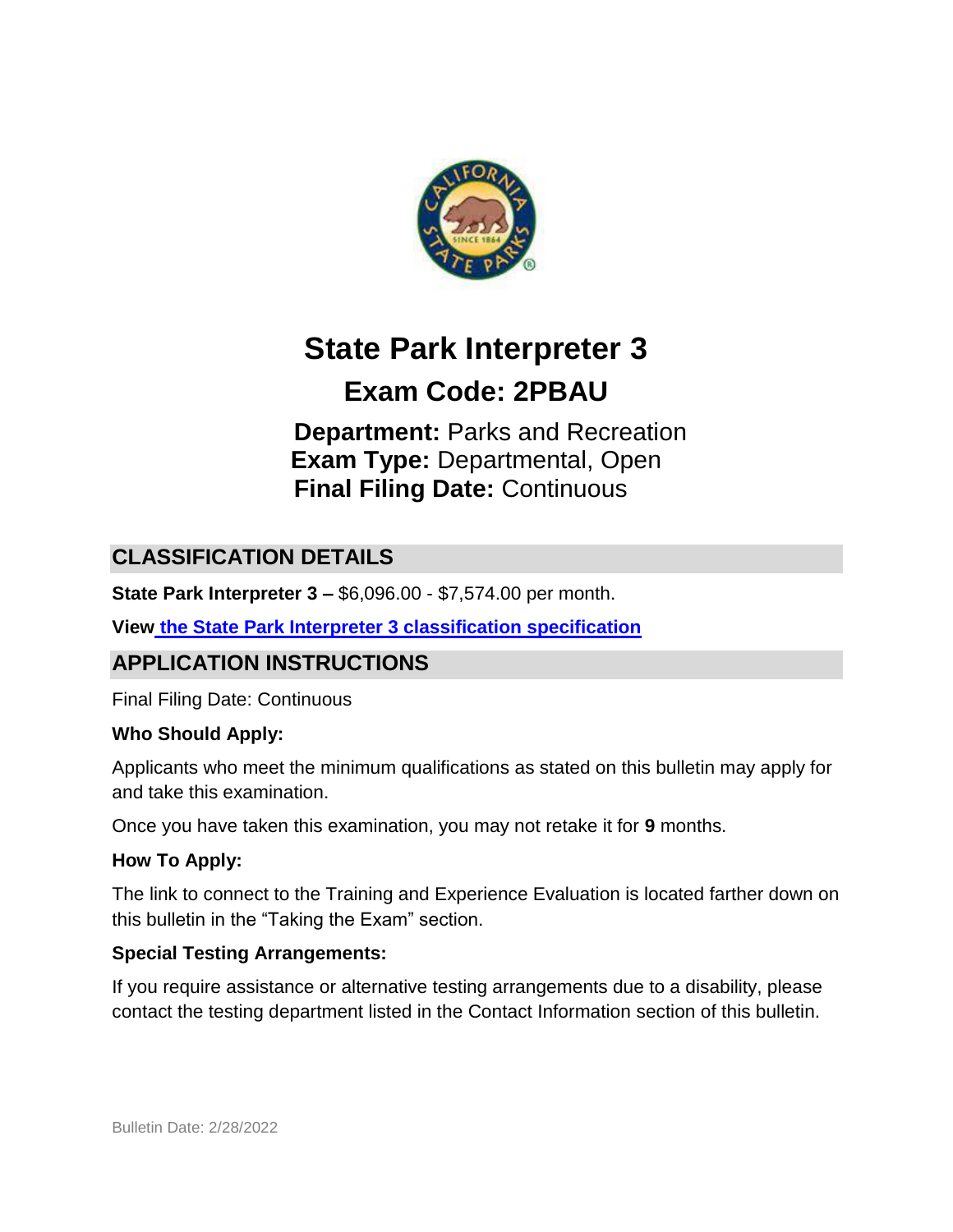# State Park Interpreter 3

## Exam Code: 2PBAU

**Department:** Parks and Recreation
**Exam Type:** Departmental, Open
**Final Filing Date:** Continuous

## CLASSIFICATION DETAILS

**State Park Interpreter 3 –** $6,096.00 - $7,574.00 per month.

**View the State Park Interpreter 3 classification specification**

## APPLICATION INSTRUCTIONS

Final Filing Date: Continuous

### Who Should Apply:

Applicants who meet the minimum qualifications as stated on this bulletin may apply for and take this examination.

Once you have taken this examination, you may not retake it for **9** months.

### How To Apply:

The link to connect to the Training and Experience Evaluation is located farther down on this bulletin in the "Taking the Exam" section.

### Special Testing Arrangements:

If you require assistance or alternative testing arrangements due to a disability, please contact the testing department listed in the Contact Information section of this bulletin.

Bulletin Date: 2/28/2022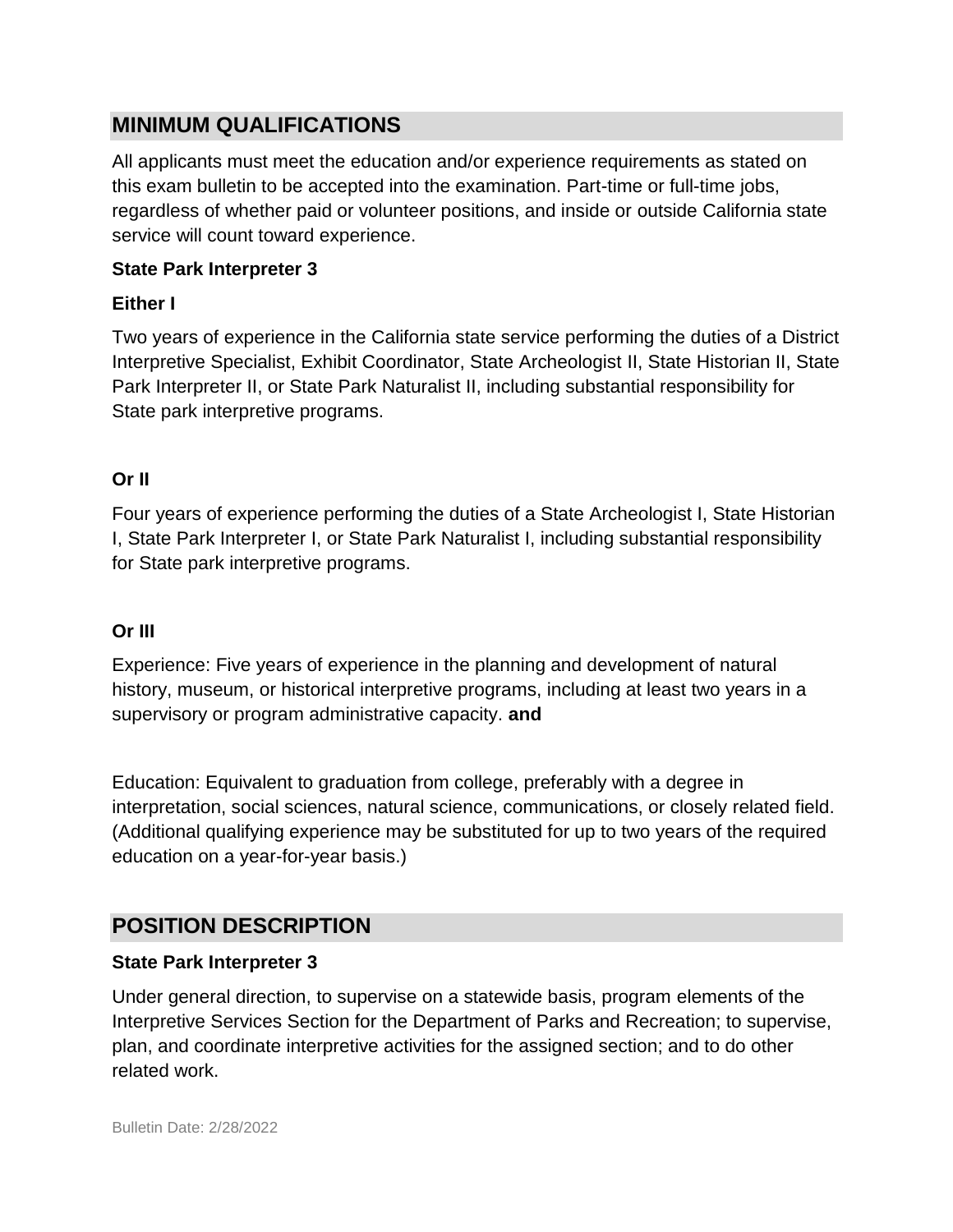## MINIMUM QUALIFICATIONS

All applicants must meet the education and/or experience requirements as stated on this exam bulletin to be accepted into the examination. Part-time or full-time jobs, regardless of whether paid or volunteer positions, and inside or outside California state service will count toward experience.

**State Park Interpreter 3**

**Either I**

Two years of experience in the California state service performing the duties of a District Interpretive Specialist, Exhibit Coordinator, State Archeologist II, State Historian II, State Park Interpreter II, or State Park Naturalist II, including substantial responsibility for State park interpretive programs.

**Or II**

Four years of experience performing the duties of a State Archeologist I, State Historian I, State Park Interpreter I, or State Park Naturalist I, including substantial responsibility for State park interpretive programs.

**Or III**

Experience: Five years of experience in the planning and development of natural history, museum, or historical interpretive programs, including at least two years in a supervisory or program administrative capacity. **and**

Education: Equivalent to graduation from college, preferably with a degree in interpretation, social sciences, natural science, communications, or closely related field. (Additional qualifying experience may be substituted for up to two years of the required education on a year-for-year basis.)

## POSITION DESCRIPTION

**State Park Interpreter 3**

Under general direction, to supervise on a statewide basis, program elements of the Interpretive Services Section for the Department of Parks and Recreation; to supervise, plan, and coordinate interpretive activities for the assigned section; and to do other related work.

Bulletin Date: 2/28/2022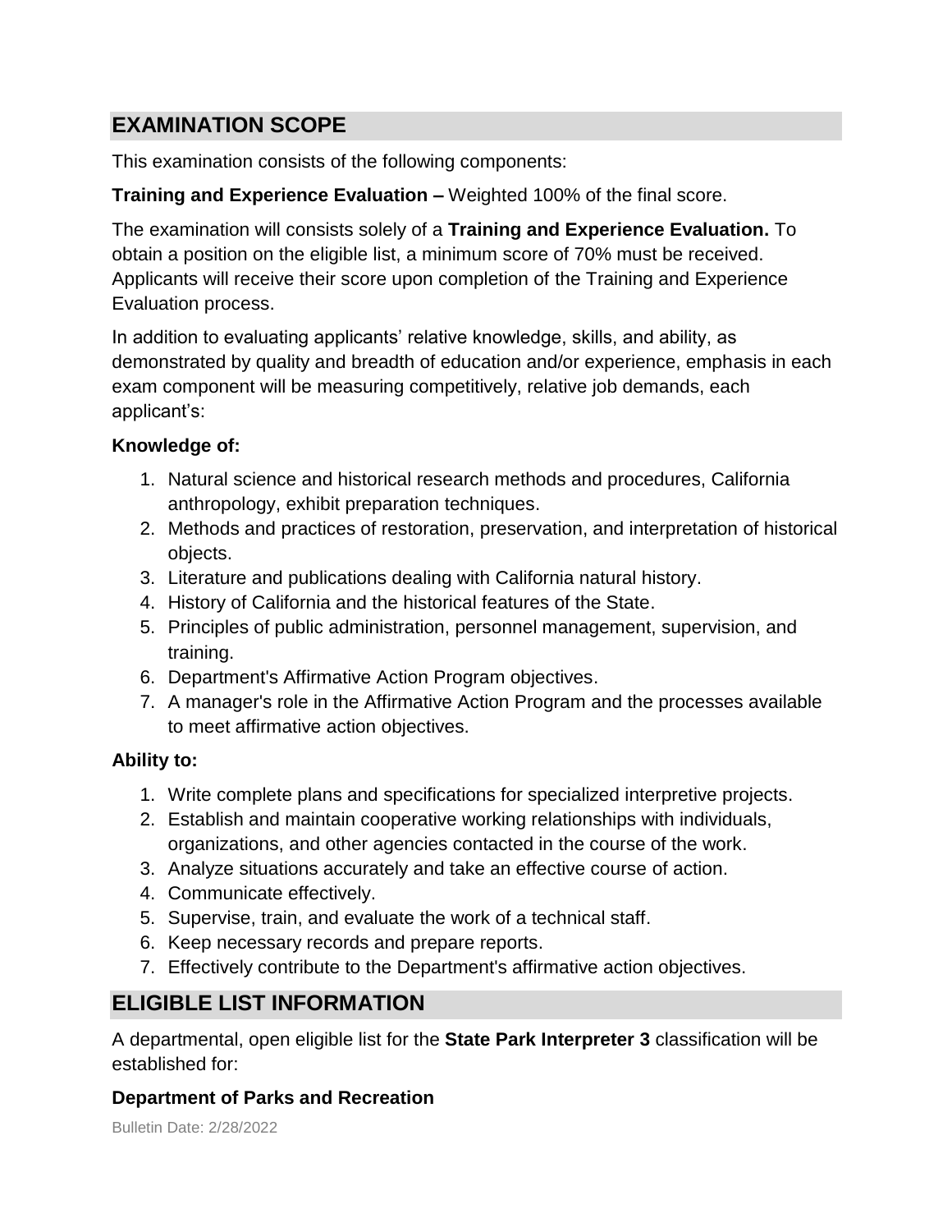## EXAMINATION SCOPE

This examination consists of the following components:

**Training and Experience Evaluation –** Weighted 100% of the final score.

The examination will consists solely of a **Training and Experience Evaluation.** To obtain a position on the eligible list, a minimum score of 70% must be received. Applicants will receive their score upon completion of the Training and Experience Evaluation process.

In addition to evaluating applicants' relative knowledge, skills, and ability, as demonstrated by quality and breadth of education and/or experience, emphasis in each exam component will be measuring competitively, relative job demands, each applicant's:

**Knowledge of:**

1. Natural science and historical research methods and procedures, California anthropology, exhibit preparation techniques.
2. Methods and practices of restoration, preservation, and interpretation of historical objects.
3. Literature and publications dealing with California natural history.
4. History of California and the historical features of the State.
5. Principles of public administration, personnel management, supervision, and training.
6. Department's Affirmative Action Program objectives.
7. A manager's role in the Affirmative Action Program and the processes available to meet affirmative action objectives.

**Ability to:**

1. Write complete plans and specifications for specialized interpretive projects.
2. Establish and maintain cooperative working relationships with individuals, organizations, and other agencies contacted in the course of the work.
3. Analyze situations accurately and take an effective course of action.
4. Communicate effectively.
5. Supervise, train, and evaluate the work of a technical staff.
6. Keep necessary records and prepare reports.
7. Effectively contribute to the Department's affirmative action objectives.

## ELIGIBLE LIST INFORMATION

A departmental, open eligible list for the **State Park Interpreter 3** classification will be established for:

**Department of Parks and Recreation**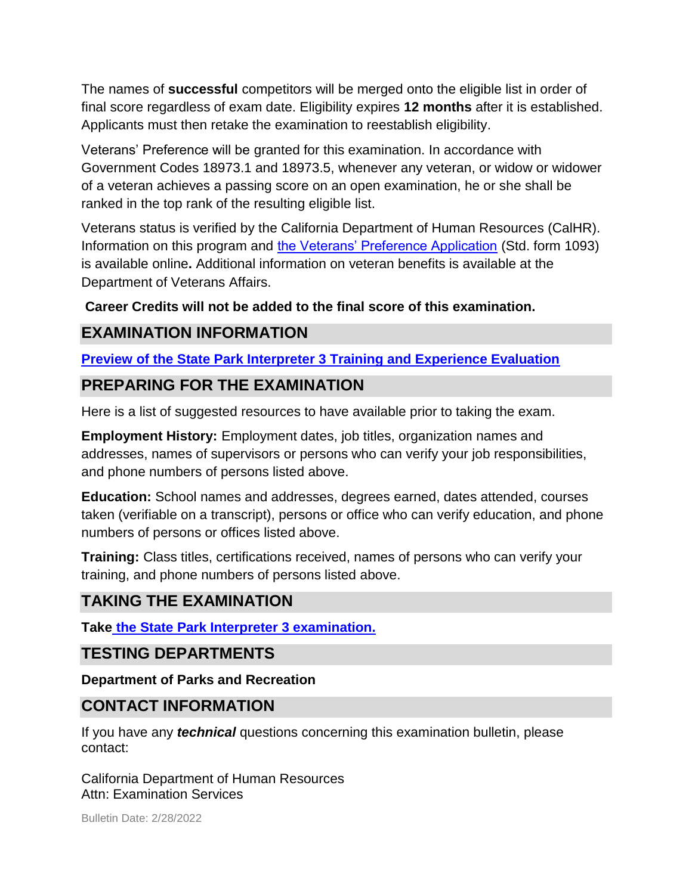The names of **successful** competitors will be merged onto the eligible list in order of final score regardless of exam date. Eligibility expires **12 months** after it is established. Applicants must then retake the examination to reestablish eligibility.

Veterans' Preference will be granted for this examination. In accordance with Government Codes 18973.1 and 18973.5, whenever any veteran, or widow or widower of a veteran achieves a passing score on an open examination, he or she shall be ranked in the top rank of the resulting eligible list.

Veterans status is verified by the California Department of Human Resources (CalHR). Information on this program and the Veterans' Preference Application (Std. form 1093) is available online**.** Additional information on veteran benefits is available at the Department of Veterans Affairs.

**Career Credits will not be added to the final score of this examination.**

## EXAMINATION INFORMATION

**Preview of the State Park Interpreter 3 Training and Experience Evaluation**

## PREPARING FOR THE EXAMINATION

Here is a list of suggested resources to have available prior to taking the exam.

**Employment History:** Employment dates, job titles, organization names and addresses, names of supervisors or persons who can verify your job responsibilities, and phone numbers of persons listed above.

**Education:** School names and addresses, degrees earned, dates attended, courses taken (verifiable on a transcript), persons or office who can verify education, and phone numbers of persons or offices listed above.

**Training:** Class titles, certifications received, names of persons who can verify your training, and phone numbers of persons listed above.

## TAKING THE EXAMINATION

**Take the State Park Interpreter 3 examination.**

## TESTING DEPARTMENTS

**Department of Parks and Recreation**

## CONTACT INFORMATION

If you have any ***technical*** questions concerning this examination bulletin, please contact:

California Department of Human Resources
Attn: Examination Services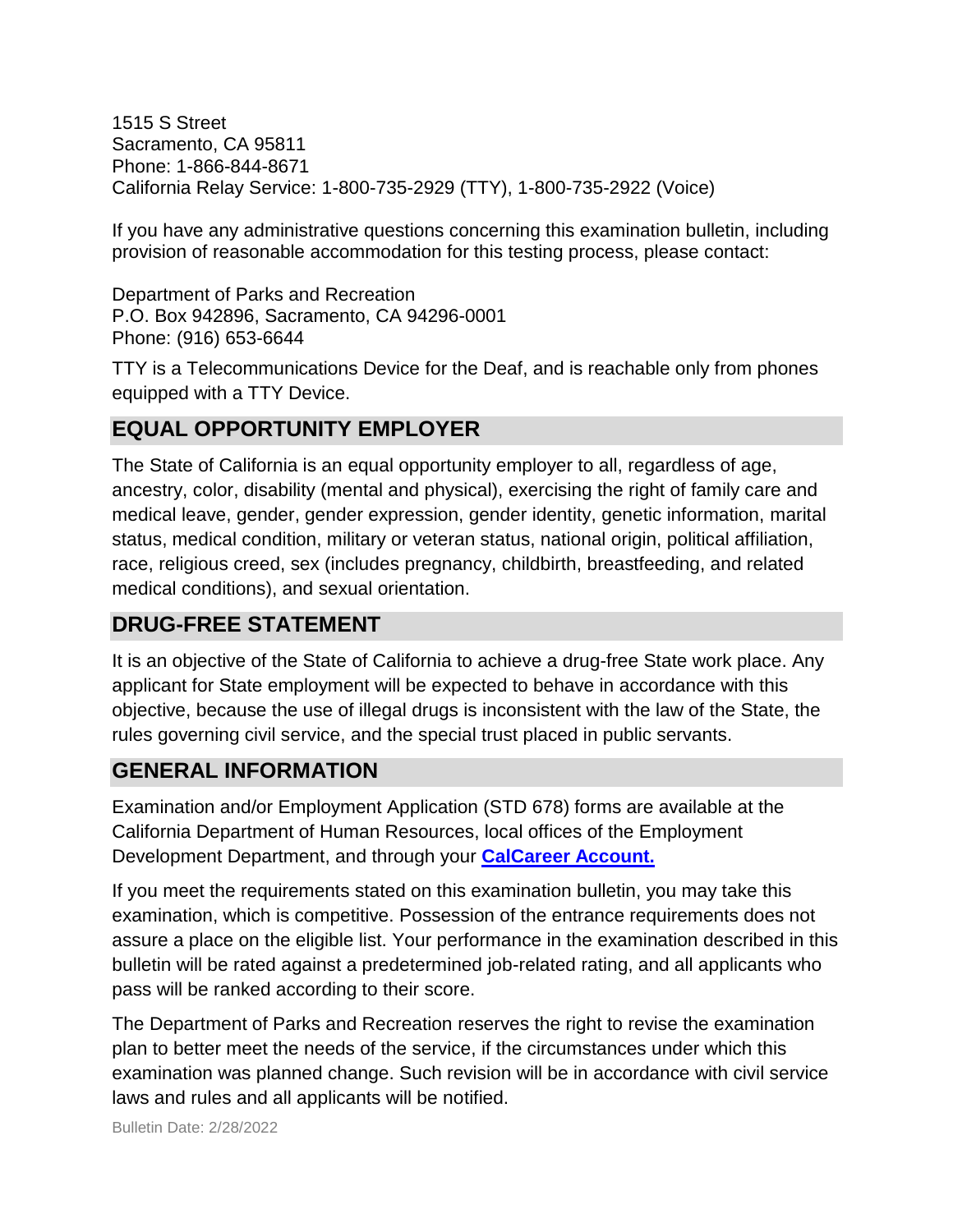1515 S Street
Sacramento, CA 95811
Phone: 1-866-844-8671
California Relay Service: 1-800-735-2929 (TTY), 1-800-735-2922 (Voice)

If you have any administrative questions concerning this examination bulletin, including provision of reasonable accommodation for this testing process, please contact:

Department of Parks and Recreation
P.O. Box 942896, Sacramento, CA 94296-0001
Phone: (916) 653-6644

TTY is a Telecommunications Device for the Deaf, and is reachable only from phones equipped with a TTY Device.

## EQUAL OPPORTUNITY EMPLOYER

The State of California is an equal opportunity employer to all, regardless of age, ancestry, color, disability (mental and physical), exercising the right of family care and medical leave, gender, gender expression, gender identity, genetic information, marital status, medical condition, military or veteran status, national origin, political affiliation, race, religious creed, sex (includes pregnancy, childbirth, breastfeeding, and related medical conditions), and sexual orientation.

## DRUG-FREE STATEMENT

It is an objective of the State of California to achieve a drug-free State work place. Any applicant for State employment will be expected to behave in accordance with this objective, because the use of illegal drugs is inconsistent with the law of the State, the rules governing civil service, and the special trust placed in public servants.

## GENERAL INFORMATION

Examination and/or Employment Application (STD 678) forms are available at the California Department of Human Resources, local offices of the Employment Development Department, and through your **CalCareer Account.**

If you meet the requirements stated on this examination bulletin, you may take this examination, which is competitive. Possession of the entrance requirements does not assure a place on the eligible list. Your performance in the examination described in this bulletin will be rated against a predetermined job-related rating, and all applicants who pass will be ranked according to their score.

The Department of Parks and Recreation reserves the right to revise the examination plan to better meet the needs of the service, if the circumstances under which this examination was planned change. Such revision will be in accordance with civil service laws and rules and all applicants will be notified.

Bulletin Date: 2/28/2022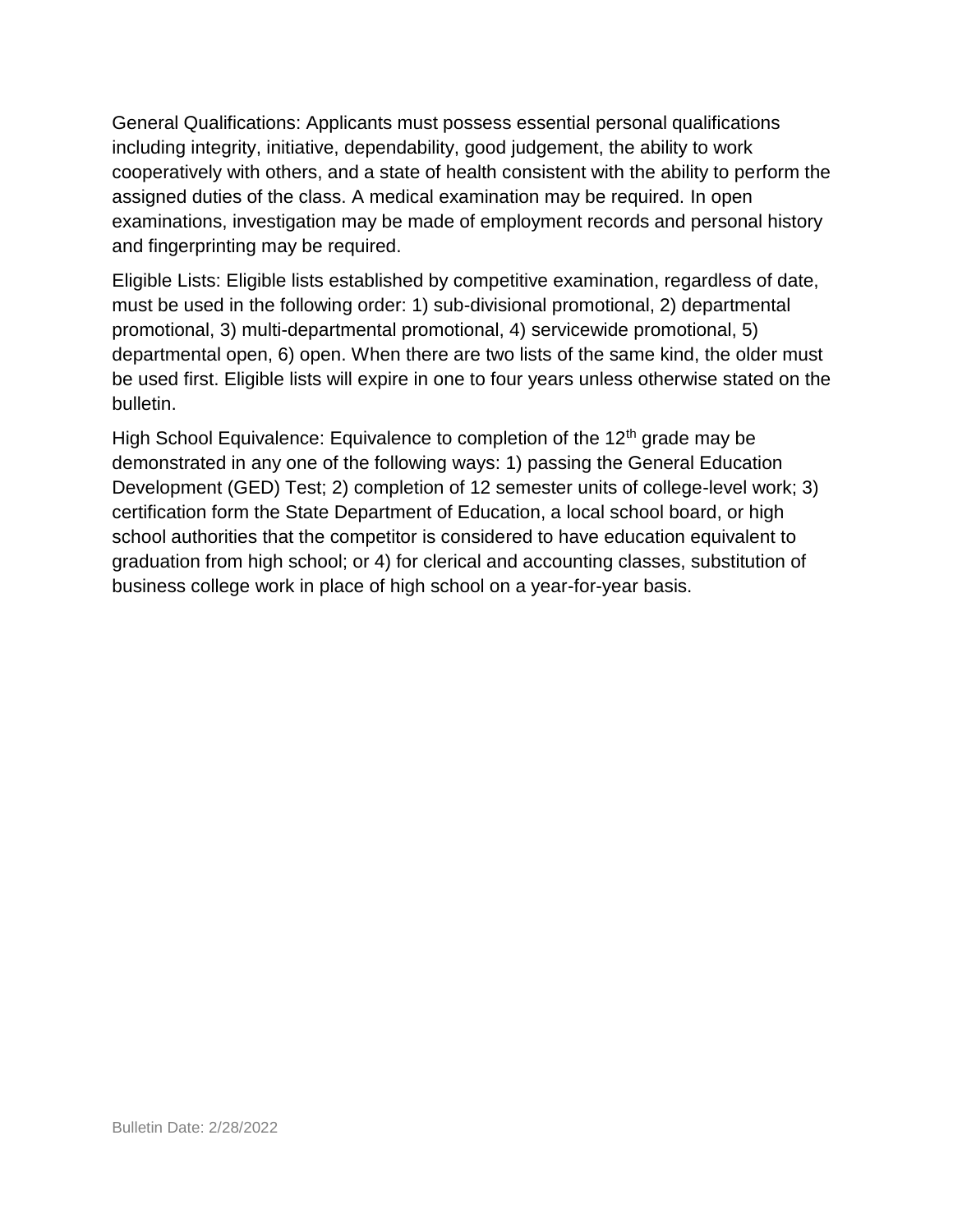General Qualifications: Applicants must possess essential personal qualifications including integrity, initiative, dependability, good judgement, the ability to work cooperatively with others, and a state of health consistent with the ability to perform the assigned duties of the class. A medical examination may be required. In open examinations, investigation may be made of employment records and personal history and fingerprinting may be required.

Eligible Lists: Eligible lists established by competitive examination, regardless of date, must be used in the following order: 1) sub-divisional promotional, 2) departmental promotional, 3) multi-departmental promotional, 4) servicewide promotional, 5) departmental open, 6) open. When there are two lists of the same kind, the older must be used first. Eligible lists will expire in one to four years unless otherwise stated on the bulletin.

High School Equivalence: Equivalence to completion of the 12th grade may be demonstrated in any one of the following ways: 1) passing the General Education Development (GED) Test; 2) completion of 12 semester units of college-level work; 3) certification form the State Department of Education, a local school board, or high school authorities that the competitor is considered to have education equivalent to graduation from high school; or 4) for clerical and accounting classes, substitution of business college work in place of high school on a year-for-year basis.

Bulletin Date: 2/28/2022